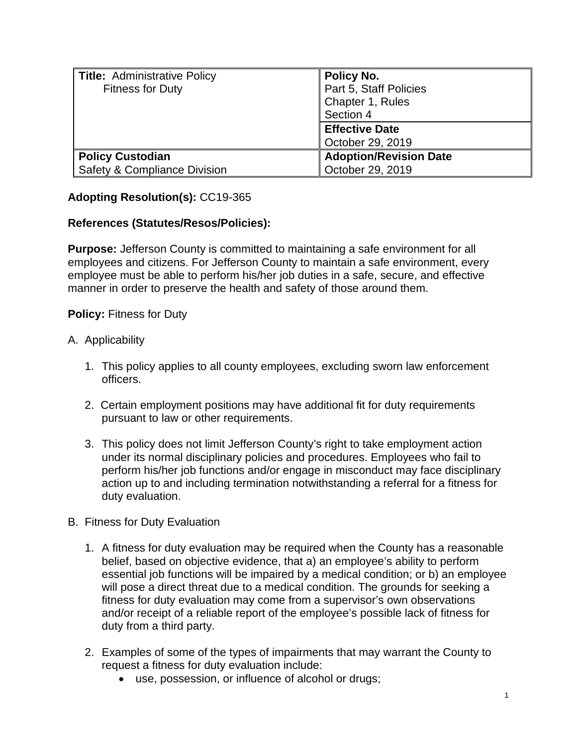| **Title:** Administrative Policy Fitness for Duty | **Policy No.** Part 5, Staff Policies Chapter 1, Rules Section 4 |
|---|---|
| | **Effective Date** October 29, 2019 |
| **Policy Custodian** Safety & Compliance Division | **Adoption/Revision Date** October 29, 2019 |

**Adopting Resolution(s):** CC19-365

**References (Statutes/Resos/Policies):**

**Purpose:** Jefferson County is committed to maintaining a safe environment for all employees and citizens. For Jefferson County to maintain a safe environment, every employee must be able to perform his/her job duties in a safe, secure, and effective manner in order to preserve the health and safety of those around them.

**Policy:** Fitness for Duty

A. Applicability

1. This policy applies to all county employees, excluding sworn law enforcement officers.

2. Certain employment positions may have additional fit for duty requirements pursuant to law or other requirements.

3. This policy does not limit Jefferson County's right to take employment action under its normal disciplinary policies and procedures. Employees who fail to perform his/her job functions and/or engage in misconduct may face disciplinary action up to and including termination notwithstanding a referral for a fitness for duty evaluation.

B. Fitness for Duty Evaluation

1. A fitness for duty evaluation may be required when the County has a reasonable belief, based on objective evidence, that a) an employee's ability to perform essential job functions will be impaired by a medical condition; or b) an employee will pose a direct threat due to a medical condition. The grounds for seeking a fitness for duty evaluation may come from a supervisor's own observations and/or receipt of a reliable report of the employee's possible lack of fitness for duty from a third party.

2. Examples of some of the types of impairments that may warrant the County to request a fitness for duty evaluation include:
   - use, possession, or influence of alcohol or drugs;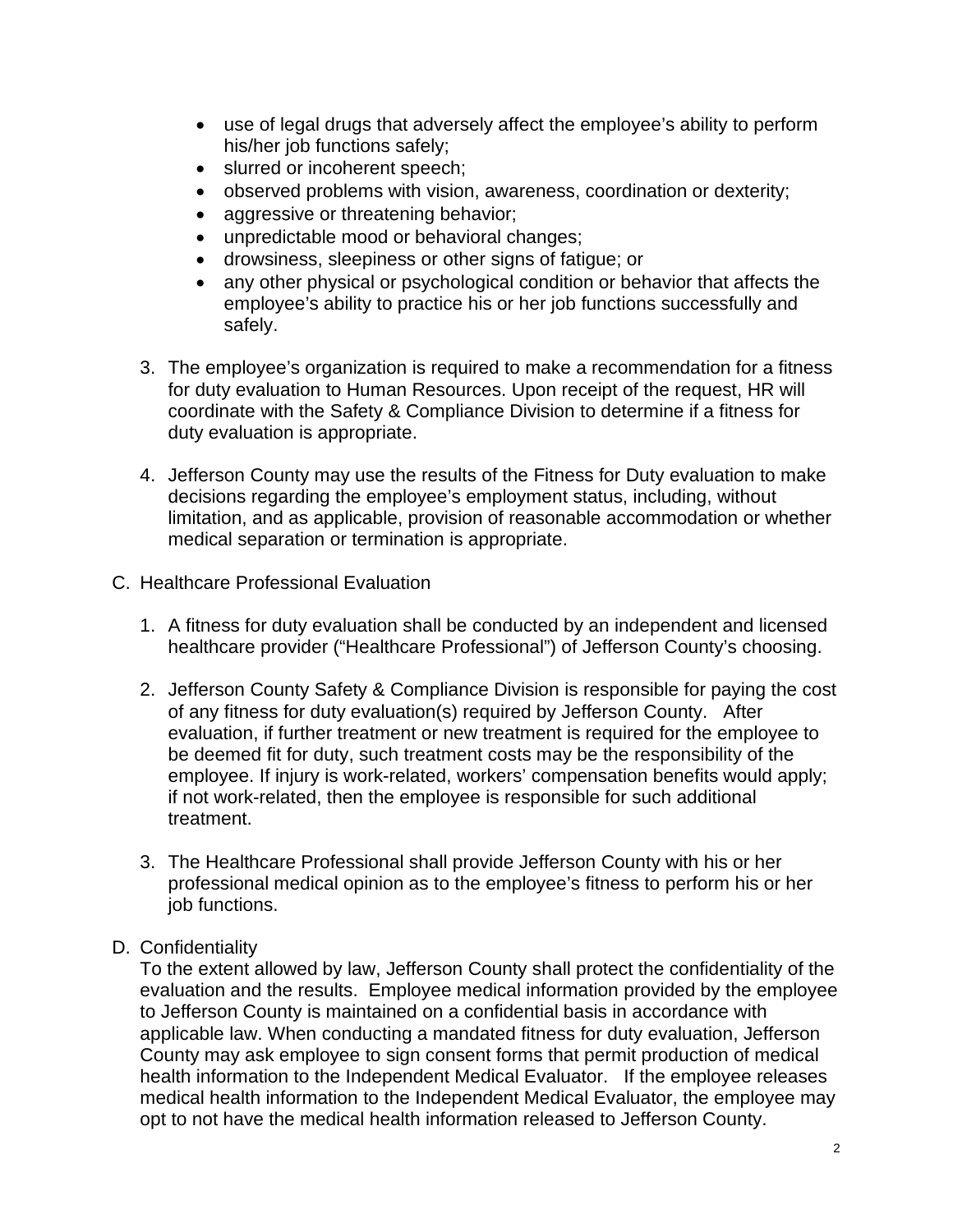- use of legal drugs that adversely affect the employee's ability to perform his/her job functions safely;
- slurred or incoherent speech;
- observed problems with vision, awareness, coordination or dexterity;
- aggressive or threatening behavior;
- unpredictable mood or behavioral changes;
- drowsiness, sleepiness or other signs of fatigue; or
- any other physical or psychological condition or behavior that affects the employee's ability to practice his or her job functions successfully and safely.

3. The employee's organization is required to make a recommendation for a fitness for duty evaluation to Human Resources. Upon receipt of the request, HR will coordinate with the Safety & Compliance Division to determine if a fitness for duty evaluation is appropriate.

4. Jefferson County may use the results of the Fitness for Duty evaluation to make decisions regarding the employee's employment status, including, without limitation, and as applicable, provision of reasonable accommodation or whether medical separation or termination is appropriate.

C. Healthcare Professional Evaluation

1. A fitness for duty evaluation shall be conducted by an independent and licensed healthcare provider ("Healthcare Professional") of Jefferson County's choosing.

2. Jefferson County Safety & Compliance Division is responsible for paying the cost of any fitness for duty evaluation(s) required by Jefferson County. After evaluation, if further treatment or new treatment is required for the employee to be deemed fit for duty, such treatment costs may be the responsibility of the employee. If injury is work-related, workers' compensation benefits would apply; if not work-related, then the employee is responsible for such additional treatment.

3. The Healthcare Professional shall provide Jefferson County with his or her professional medical opinion as to the employee's fitness to perform his or her job functions.

D. Confidentiality

To the extent allowed by law, Jefferson County shall protect the confidentiality of the evaluation and the results. Employee medical information provided by the employee to Jefferson County is maintained on a confidential basis in accordance with applicable law. When conducting a mandated fitness for duty evaluation, Jefferson County may ask employee to sign consent forms that permit production of medical health information to the Independent Medical Evaluator. If the employee releases medical health information to the Independent Medical Evaluator, the employee may opt to not have the medical health information released to Jefferson County.